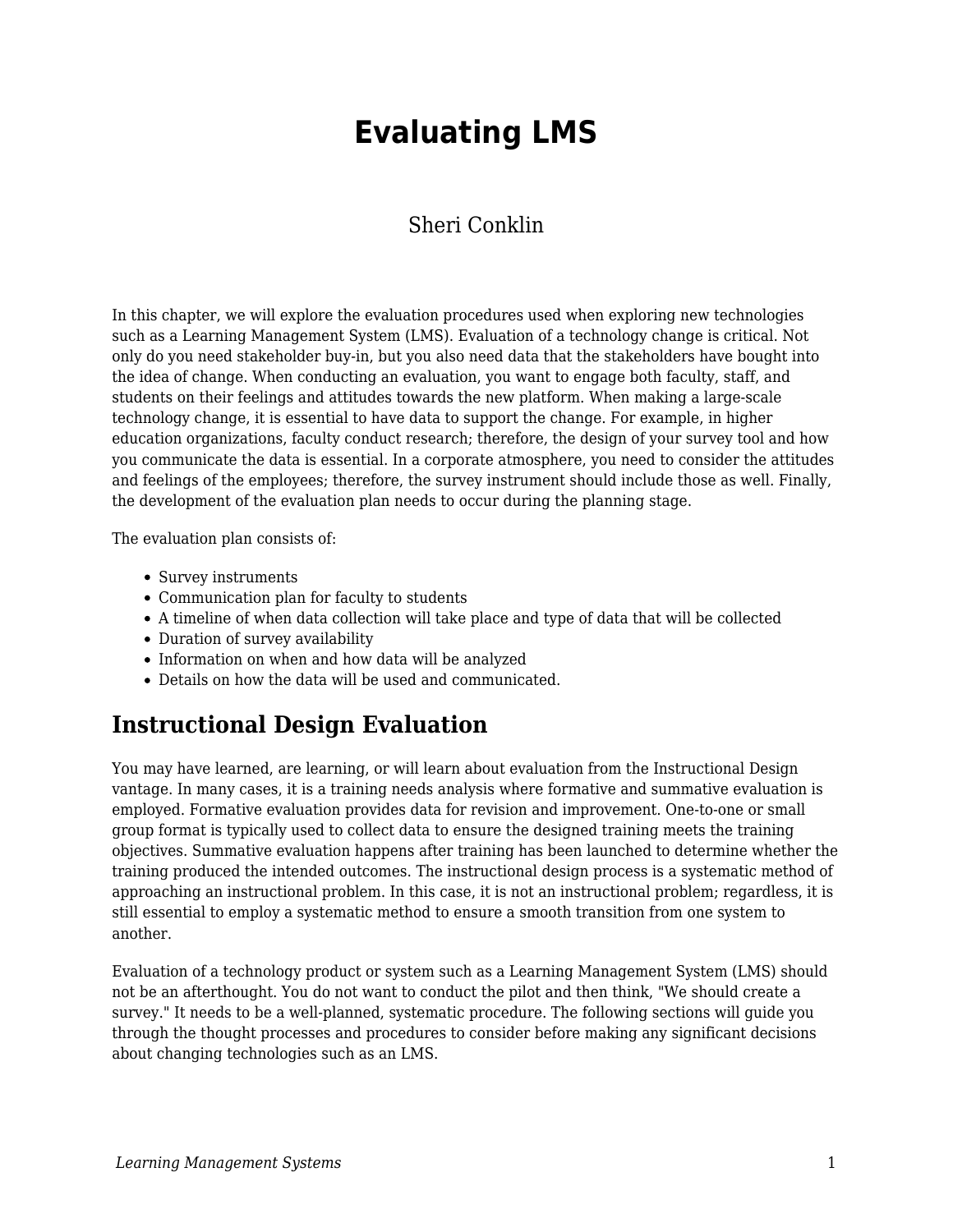# Evaluating LMS

Sheri Conklin

In this chapter, we will explore the evaluation procedures used when exploring new technologies such as a Learning Management System (LMS). Evaluation of a technology change is critical. Not only do you need stakeholder buy-in, but you also need data that the stakeholders have bought into the idea of change. When conducting an evaluation, you want to engage both faculty, staff, and students on their feelings and attitudes towards the new platform. When making a large-scale technology change, it is essential to have data to support the change. For example, in higher education organizations, faculty conduct research; therefore, the design of your survey tool and how you communicate the data is essential. In a corporate atmosphere, you need to consider the attitudes and feelings of the employees; therefore, the survey instrument should include those as well. Finally, the development of the evaluation plan needs to occur during the planning stage.

The evaluation plan consists of:

- Survey instruments
- Communication plan for faculty to students
- A timeline of when data collection will take place and type of data that will be collected
- Duration of survey availability
- Information on when and how data will be analyzed
- Details on how the data will be used and communicated.

## Instructional Design Evaluation

You may have learned, are learning, or will learn about evaluation from the Instructional Design vantage. In many cases, it is a training needs analysis where formative and summative evaluation is employed. Formative evaluation provides data for revision and improvement. One-to-one or small group format is typically used to collect data to ensure the designed training meets the training objectives. Summative evaluation happens after training has been launched to determine whether the training produced the intended outcomes. The instructional design process is a systematic method of approaching an instructional problem. In this case, it is not an instructional problem; regardless, it is still essential to employ a systematic method to ensure a smooth transition from one system to another.

Evaluation of a technology product or system such as a Learning Management System (LMS) should not be an afterthought. You do not want to conduct the pilot and then think, "We should create a survey." It needs to be a well-planned, systematic procedure. The following sections will guide you through the thought processes and procedures to consider before making any significant decisions about changing technologies such as an LMS.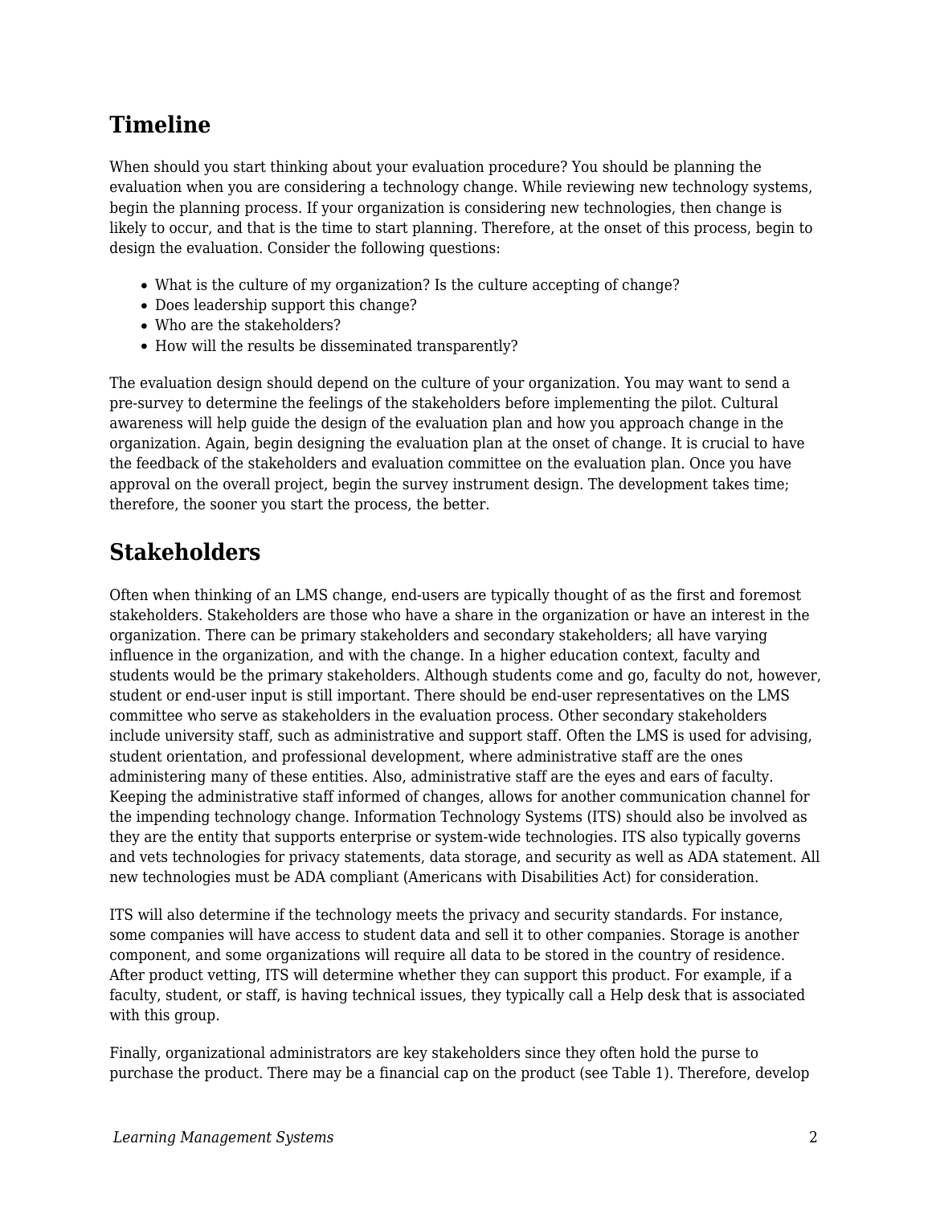## Timeline

When should you start thinking about your evaluation procedure? You should be planning the evaluation when you are considering a technology change. While reviewing new technology systems, begin the planning process. If your organization is considering new technologies, then change is likely to occur, and that is the time to start planning. Therefore, at the onset of this process, begin to design the evaluation. Consider the following questions:

- What is the culture of my organization? Is the culture accepting of change?
- Does leadership support this change?
- Who are the stakeholders?
- How will the results be disseminated transparently?

The evaluation design should depend on the culture of your organization. You may want to send a pre-survey to determine the feelings of the stakeholders before implementing the pilot. Cultural awareness will help guide the design of the evaluation plan and how you approach change in the organization. Again, begin designing the evaluation plan at the onset of change. It is crucial to have the feedback of the stakeholders and evaluation committee on the evaluation plan. Once you have approval on the overall project, begin the survey instrument design. The development takes time; therefore, the sooner you start the process, the better.

## Stakeholders

Often when thinking of an LMS change, end-users are typically thought of as the first and foremost stakeholders. Stakeholders are those who have a share in the organization or have an interest in the organization. There can be primary stakeholders and secondary stakeholders; all have varying influence in the organization, and with the change. In a higher education context, faculty and students would be the primary stakeholders. Although students come and go, faculty do not, however, student or end-user input is still important. There should be end-user representatives on the LMS committee who serve as stakeholders in the evaluation process. Other secondary stakeholders include university staff, such as administrative and support staff. Often the LMS is used for advising, student orientation, and professional development, where administrative staff are the ones administering many of these entities. Also, administrative staff are the eyes and ears of faculty. Keeping the administrative staff informed of changes, allows for another communication channel for the impending technology change. Information Technology Systems (ITS) should also be involved as they are the entity that supports enterprise or system-wide technologies. ITS also typically governs and vets technologies for privacy statements, data storage, and security as well as ADA statement. All new technologies must be ADA compliant (Americans with Disabilities Act) for consideration.

ITS will also determine if the technology meets the privacy and security standards. For instance, some companies will have access to student data and sell it to other companies. Storage is another component, and some organizations will require all data to be stored in the country of residence. After product vetting, ITS will determine whether they can support this product. For example, if a faculty, student, or staff, is having technical issues, they typically call a Help desk that is associated with this group.

Finally, organizational administrators are key stakeholders since they often hold the purse to purchase the product. There may be a financial cap on the product (see Table 1). Therefore, develop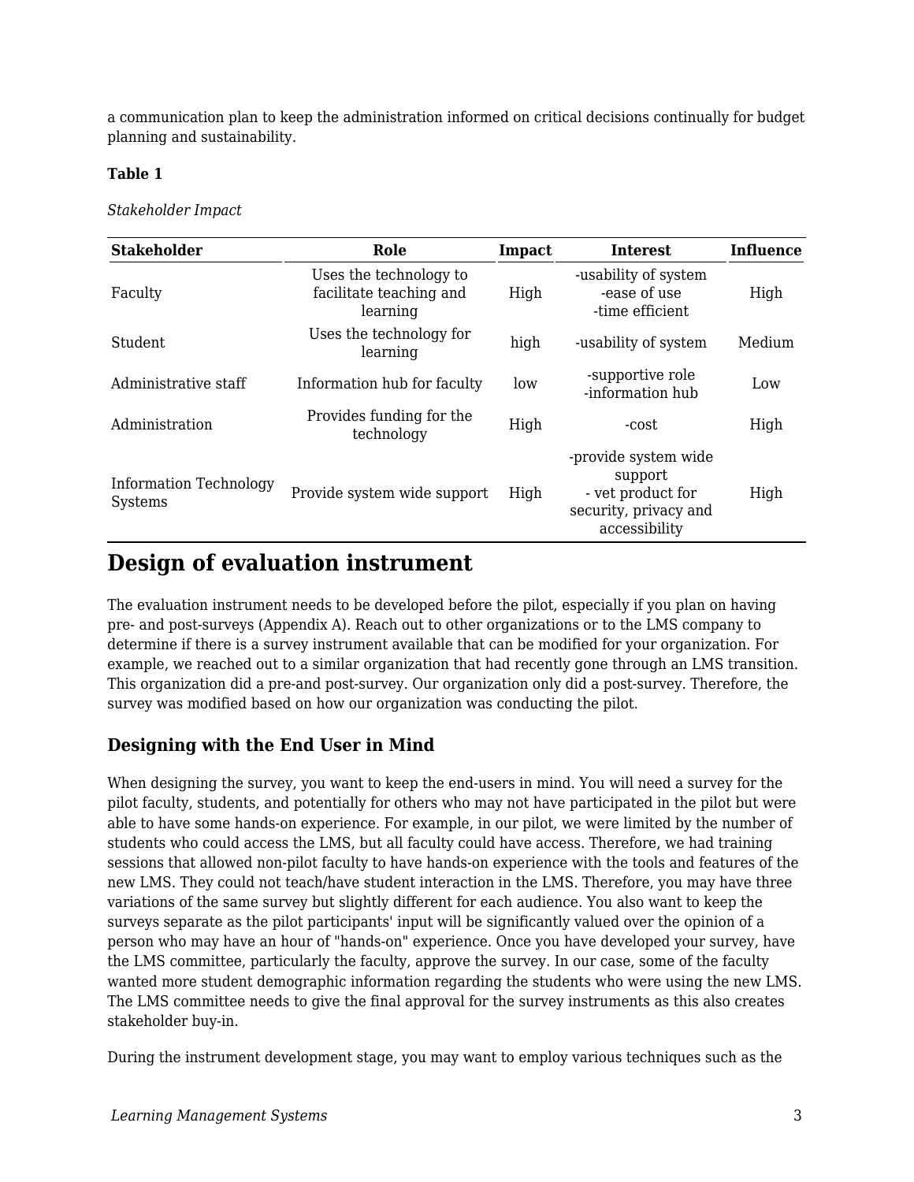a communication plan to keep the administration informed on critical decisions continually for budget planning and sustainability.

**Table 1**

*Stakeholder Impact*

| Stakeholder | Role | Impact | Interest | Influence |
|---|---|---|---|---|
| Faculty | Uses the technology to facilitate teaching and learning | High | -usability of system<br>-ease of use<br>-time efficient | High |
| Student | Uses the technology for learning | high | -usability of system | Medium |
| Administrative staff | Information hub for faculty | low | -supportive role<br>-information hub | Low |
| Administration | Provides funding for the technology | High | -cost | High |
| Information Technology Systems | Provide system wide support | High | -provide system wide support<br>- vet product for security, privacy and accessibility | High |

## Design of evaluation instrument

The evaluation instrument needs to be developed before the pilot, especially if you plan on having pre- and post-surveys (Appendix A). Reach out to other organizations or to the LMS company to determine if there is a survey instrument available that can be modified for your organization. For example, we reached out to a similar organization that had recently gone through an LMS transition. This organization did a pre-and post-survey. Our organization only did a post-survey. Therefore, the survey was modified based on how our organization was conducting the pilot.

### Designing with the End User in Mind

When designing the survey, you want to keep the end-users in mind. You will need a survey for the pilot faculty, students, and potentially for others who may not have participated in the pilot but were able to have some hands-on experience. For example, in our pilot, we were limited by the number of students who could access the LMS, but all faculty could have access. Therefore, we had training sessions that allowed non-pilot faculty to have hands-on experience with the tools and features of the new LMS. They could not teach/have student interaction in the LMS. Therefore, you may have three variations of the same survey but slightly different for each audience. You also want to keep the surveys separate as the pilot participants' input will be significantly valued over the opinion of a person who may have an hour of "hands-on" experience. Once you have developed your survey, have the LMS committee, particularly the faculty, approve the survey. In our case, some of the faculty wanted more student demographic information regarding the students who were using the new LMS. The LMS committee needs to give the final approval for the survey instruments as this also creates stakeholder buy-in.

During the instrument development stage, you may want to employ various techniques such as the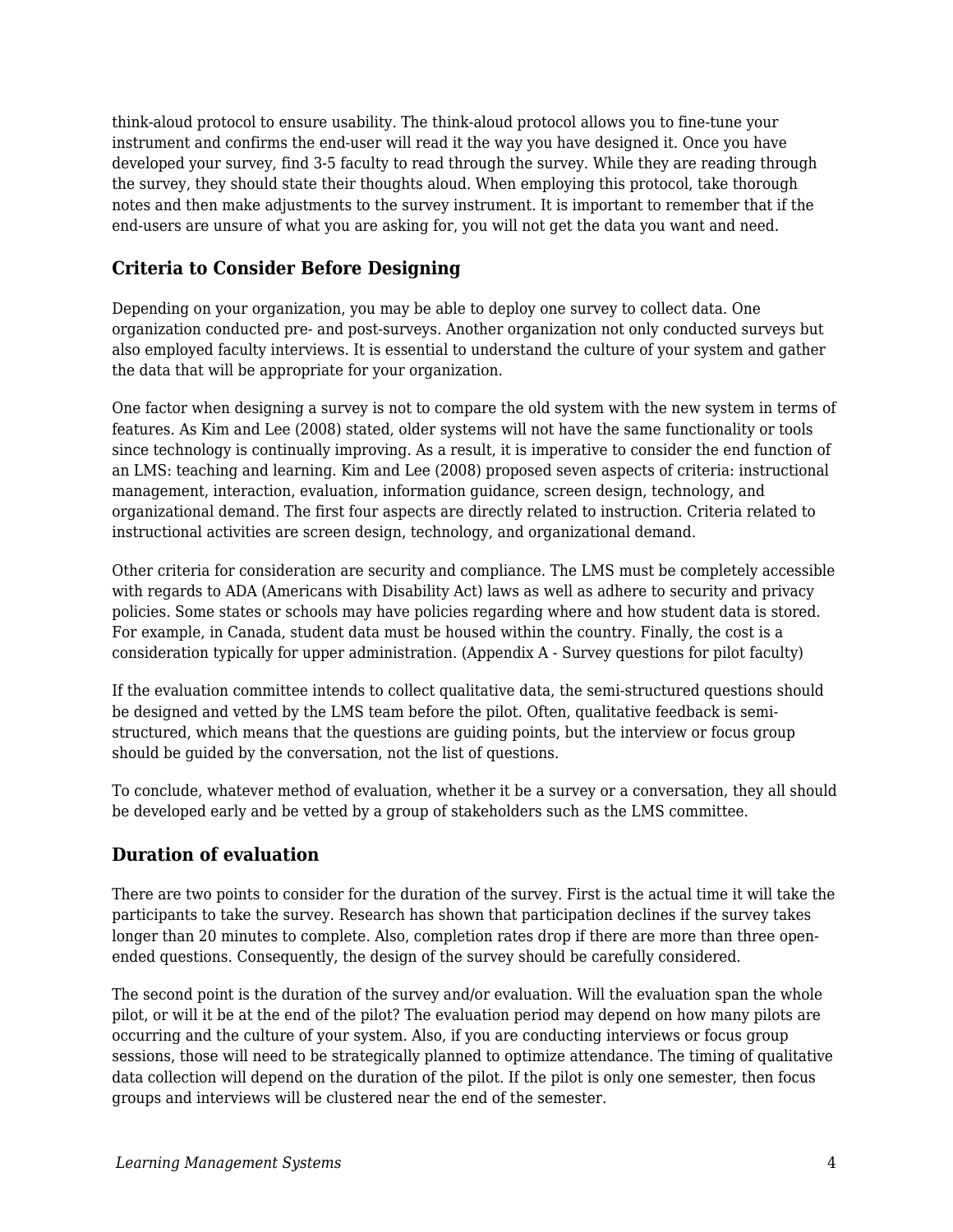think-aloud protocol to ensure usability. The think-aloud protocol allows you to fine-tune your instrument and confirms the end-user will read it the way you have designed it. Once you have developed your survey, find 3-5 faculty to read through the survey. While they are reading through the survey, they should state their thoughts aloud. When employing this protocol, take thorough notes and then make adjustments to the survey instrument. It is important to remember that if the end-users are unsure of what you are asking for, you will not get the data you want and need.

### Criteria to Consider Before Designing

Depending on your organization, you may be able to deploy one survey to collect data. One organization conducted pre- and post-surveys. Another organization not only conducted surveys but also employed faculty interviews. It is essential to understand the culture of your system and gather the data that will be appropriate for your organization.

One factor when designing a survey is not to compare the old system with the new system in terms of features. As Kim and Lee (2008) stated, older systems will not have the same functionality or tools since technology is continually improving. As a result, it is imperative to consider the end function of an LMS: teaching and learning. Kim and Lee (2008) proposed seven aspects of criteria: instructional management, interaction, evaluation, information guidance, screen design, technology, and organizational demand. The first four aspects are directly related to instruction. Criteria related to instructional activities are screen design, technology, and organizational demand.

Other criteria for consideration are security and compliance. The LMS must be completely accessible with regards to ADA (Americans with Disability Act) laws as well as adhere to security and privacy policies. Some states or schools may have policies regarding where and how student data is stored. For example, in Canada, student data must be housed within the country. Finally, the cost is a consideration typically for upper administration. (Appendix A - Survey questions for pilot faculty)

If the evaluation committee intends to collect qualitative data, the semi-structured questions should be designed and vetted by the LMS team before the pilot. Often, qualitative feedback is semi-structured, which means that the questions are guiding points, but the interview or focus group should be guided by the conversation, not the list of questions.

To conclude, whatever method of evaluation, whether it be a survey or a conversation, they all should be developed early and be vetted by a group of stakeholders such as the LMS committee.

### Duration of evaluation

There are two points to consider for the duration of the survey. First is the actual time it will take the participants to take the survey. Research has shown that participation declines if the survey takes longer than 20 minutes to complete. Also, completion rates drop if there are more than three open-ended questions. Consequently, the design of the survey should be carefully considered.

The second point is the duration of the survey and/or evaluation. Will the evaluation span the whole pilot, or will it be at the end of the pilot? The evaluation period may depend on how many pilots are occurring and the culture of your system. Also, if you are conducting interviews or focus group sessions, those will need to be strategically planned to optimize attendance. The timing of qualitative data collection will depend on the duration of the pilot. If the pilot is only one semester, then focus groups and interviews will be clustered near the end of the semester.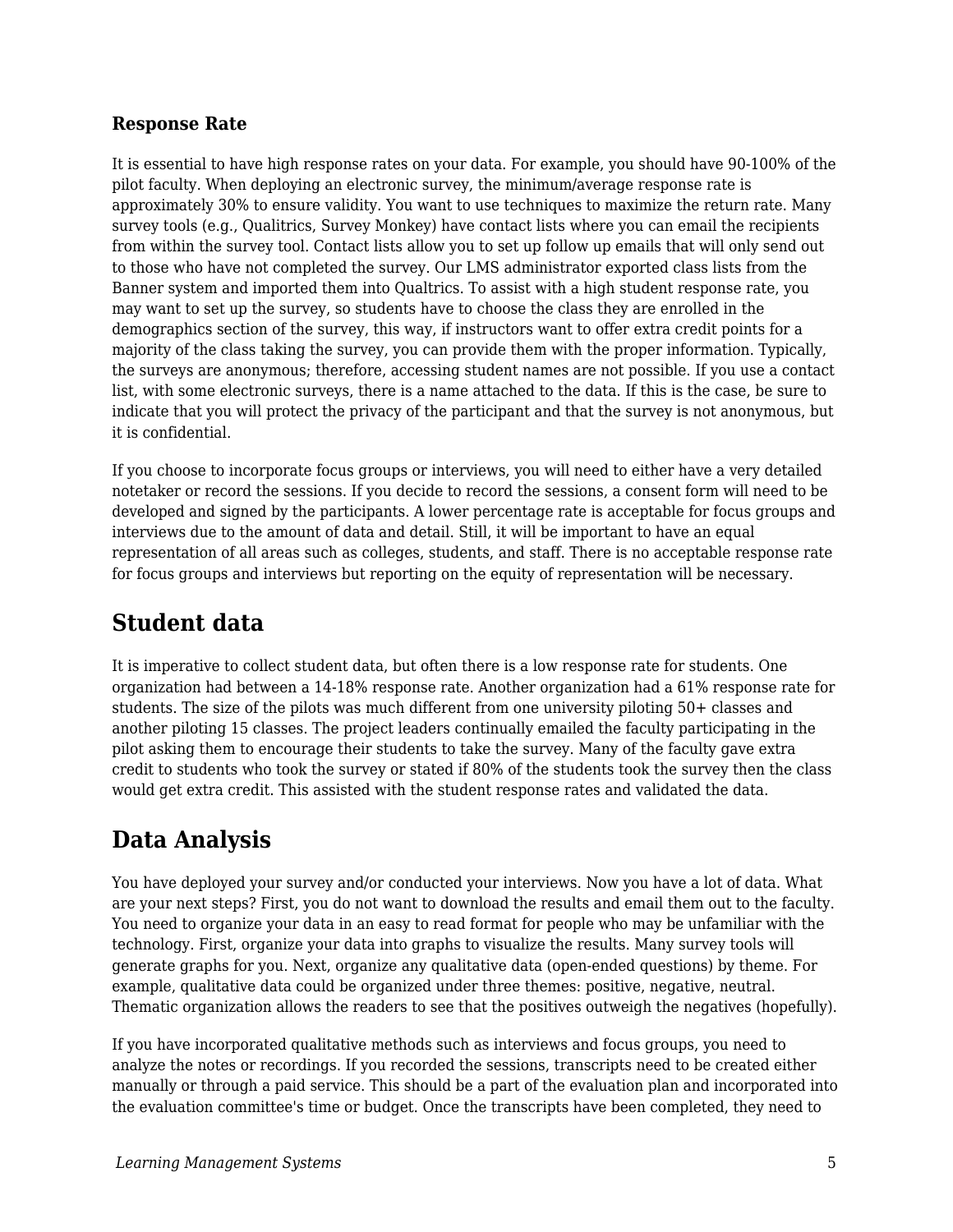### Response Rate

It is essential to have high response rates on your data. For example, you should have 90-100% of the pilot faculty. When deploying an electronic survey, the minimum/average response rate is approximately 30% to ensure validity. You want to use techniques to maximize the return rate. Many survey tools (e.g., Qualtrics, Survey Monkey) have contact lists where you can email the recipients from within the survey tool. Contact lists allow you to set up follow up emails that will only send out to those who have not completed the survey. Our LMS administrator exported class lists from the Banner system and imported them into Qualtrics. To assist with a high student response rate, you may want to set up the survey, so students have to choose the class they are enrolled in the demographics section of the survey, this way, if instructors want to offer extra credit points for a majority of the class taking the survey, you can provide them with the proper information. Typically, the surveys are anonymous; therefore, accessing student names are not possible. If you use a contact list, with some electronic surveys, there is a name attached to the data. If this is the case, be sure to indicate that you will protect the privacy of the participant and that the survey is not anonymous, but it is confidential.

If you choose to incorporate focus groups or interviews, you will need to either have a very detailed notetaker or record the sessions. If you decide to record the sessions, a consent form will need to be developed and signed by the participants. A lower percentage rate is acceptable for focus groups and interviews due to the amount of data and detail. Still, it will be important to have an equal representation of all areas such as colleges, students, and staff. There is no acceptable response rate for focus groups and interviews but reporting on the equity of representation will be necessary.

## Student data

It is imperative to collect student data, but often there is a low response rate for students. One organization had between a 14-18% response rate. Another organization had a 61% response rate for students. The size of the pilots was much different from one university piloting 50+ classes and another piloting 15 classes. The project leaders continually emailed the faculty participating in the pilot asking them to encourage their students to take the survey. Many of the faculty gave extra credit to students who took the survey or stated if 80% of the students took the survey then the class would get extra credit. This assisted with the student response rates and validated the data.

## Data Analysis

You have deployed your survey and/or conducted your interviews. Now you have a lot of data. What are your next steps? First, you do not want to download the results and email them out to the faculty. You need to organize your data in an easy to read format for people who may be unfamiliar with the technology. First, organize your data into graphs to visualize the results. Many survey tools will generate graphs for you. Next, organize any qualitative data (open-ended questions) by theme. For example, qualitative data could be organized under three themes: positive, negative, neutral. Thematic organization allows the readers to see that the positives outweigh the negatives (hopefully).

If you have incorporated qualitative methods such as interviews and focus groups, you need to analyze the notes or recordings. If you recorded the sessions, transcripts need to be created either manually or through a paid service. This should be a part of the evaluation plan and incorporated into the evaluation committee's time or budget. Once the transcripts have been completed, they need to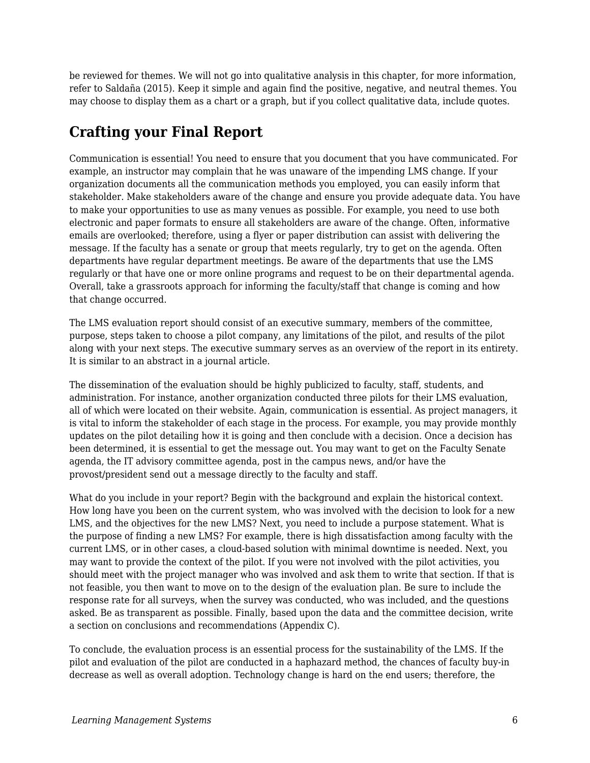be reviewed for themes. We will not go into qualitative analysis in this chapter, for more information, refer to Saldaña (2015). Keep it simple and again find the positive, negative, and neutral themes. You may choose to display them as a chart or a graph, but if you collect qualitative data, include quotes.

## Crafting your Final Report

Communication is essential! You need to ensure that you document that you have communicated. For example, an instructor may complain that he was unaware of the impending LMS change. If your organization documents all the communication methods you employed, you can easily inform that stakeholder. Make stakeholders aware of the change and ensure you provide adequate data. You have to make your opportunities to use as many venues as possible. For example, you need to use both electronic and paper formats to ensure all stakeholders are aware of the change. Often, informative emails are overlooked; therefore, using a flyer or paper distribution can assist with delivering the message. If the faculty has a senate or group that meets regularly, try to get on the agenda. Often departments have regular department meetings. Be aware of the departments that use the LMS regularly or that have one or more online programs and request to be on their departmental agenda. Overall, take a grassroots approach for informing the faculty/staff that change is coming and how that change occurred.

The LMS evaluation report should consist of an executive summary, members of the committee, purpose, steps taken to choose a pilot company, any limitations of the pilot, and results of the pilot along with your next steps. The executive summary serves as an overview of the report in its entirety. It is similar to an abstract in a journal article.

The dissemination of the evaluation should be highly publicized to faculty, staff, students, and administration. For instance, another organization conducted three pilots for their LMS evaluation, all of which were located on their website. Again, communication is essential. As project managers, it is vital to inform the stakeholder of each stage in the process. For example, you may provide monthly updates on the pilot detailing how it is going and then conclude with a decision. Once a decision has been determined, it is essential to get the message out. You may want to get on the Faculty Senate agenda, the IT advisory committee agenda, post in the campus news, and/or have the provost/president send out a message directly to the faculty and staff.

What do you include in your report? Begin with the background and explain the historical context. How long have you been on the current system, who was involved with the decision to look for a new LMS, and the objectives for the new LMS? Next, you need to include a purpose statement. What is the purpose of finding a new LMS? For example, there is high dissatisfaction among faculty with the current LMS, or in other cases, a cloud-based solution with minimal downtime is needed. Next, you may want to provide the context of the pilot. If you were not involved with the pilot activities, you should meet with the project manager who was involved and ask them to write that section. If that is not feasible, you then want to move on to the design of the evaluation plan. Be sure to include the response rate for all surveys, when the survey was conducted, who was included, and the questions asked. Be as transparent as possible. Finally, based upon the data and the committee decision, write a section on conclusions and recommendations (Appendix C).

To conclude, the evaluation process is an essential process for the sustainability of the LMS. If the pilot and evaluation of the pilot are conducted in a haphazard method, the chances of faculty buy-in decrease as well as overall adoption. Technology change is hard on the end users; therefore, the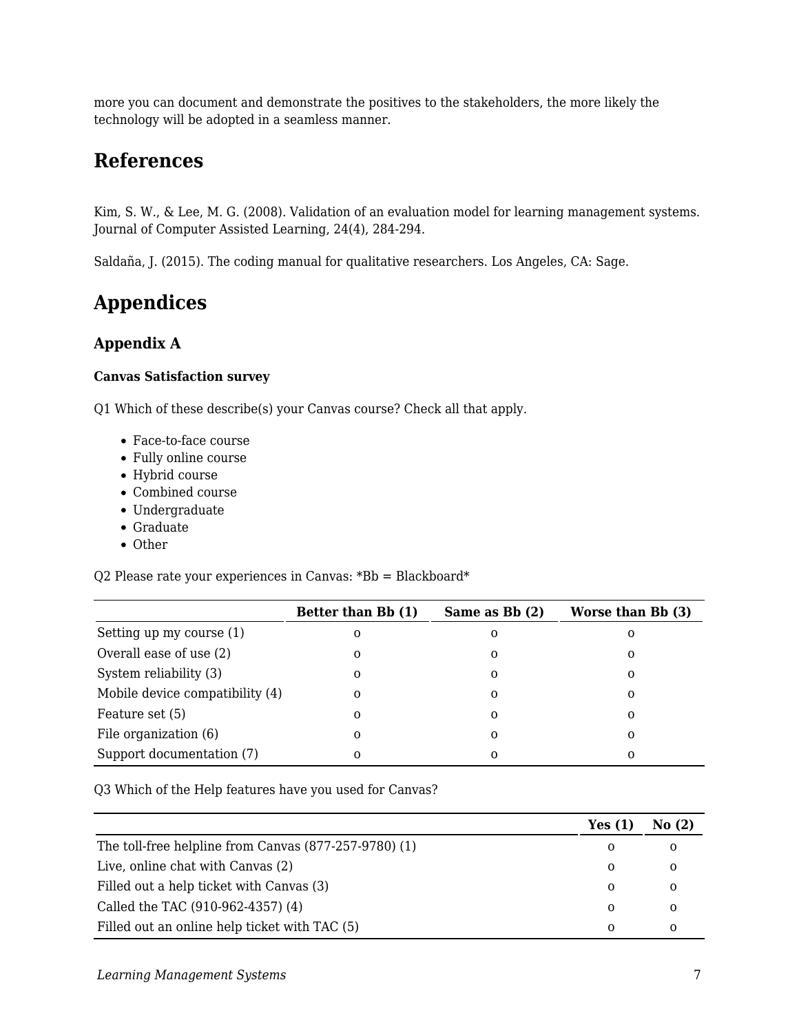more you can document and demonstrate the positives to the stakeholders, the more likely the technology will be adopted in a seamless manner.

## References

Kim, S. W., & Lee, M. G. (2008). Validation of an evaluation model for learning management systems. Journal of Computer Assisted Learning, 24(4), 284-294.

Saldaña, J. (2015). The coding manual for qualitative researchers. Los Angeles, CA: Sage.

## Appendices

### Appendix A

#### Canvas Satisfaction survey

Q1 Which of these describe(s) your Canvas course? Check all that apply.

- Face-to-face course
- Fully online course
- Hybrid course
- Combined course
- Undergraduate
- Graduate
- Other

Q2 Please rate your experiences in Canvas: *Bb = Blackboard*

| | Better than Bb (1) | Same as Bb (2) | Worse than Bb (3) |
|---|---|---|---|
| Setting up my course (1) | o | o | o |
| Overall ease of use (2) | o | o | o |
| System reliability (3) | o | o | o |
| Mobile device compatibility (4) | o | o | o |
| Feature set (5) | o | o | o |
| File organization (6) | o | o | o |
| Support documentation (7) | o | o | o |

Q3 Which of the Help features have you used for Canvas?

| | Yes (1) | No (2) |
|---|---|---|
| The toll-free helpline from Canvas (877-257-9780) (1) | o | o |
| Live, online chat with Canvas (2) | o | o |
| Filled out a help ticket with Canvas (3) | o | o |
| Called the TAC (910-962-4357) (4) | o | o |
| Filled out an online help ticket with TAC (5) | o | o |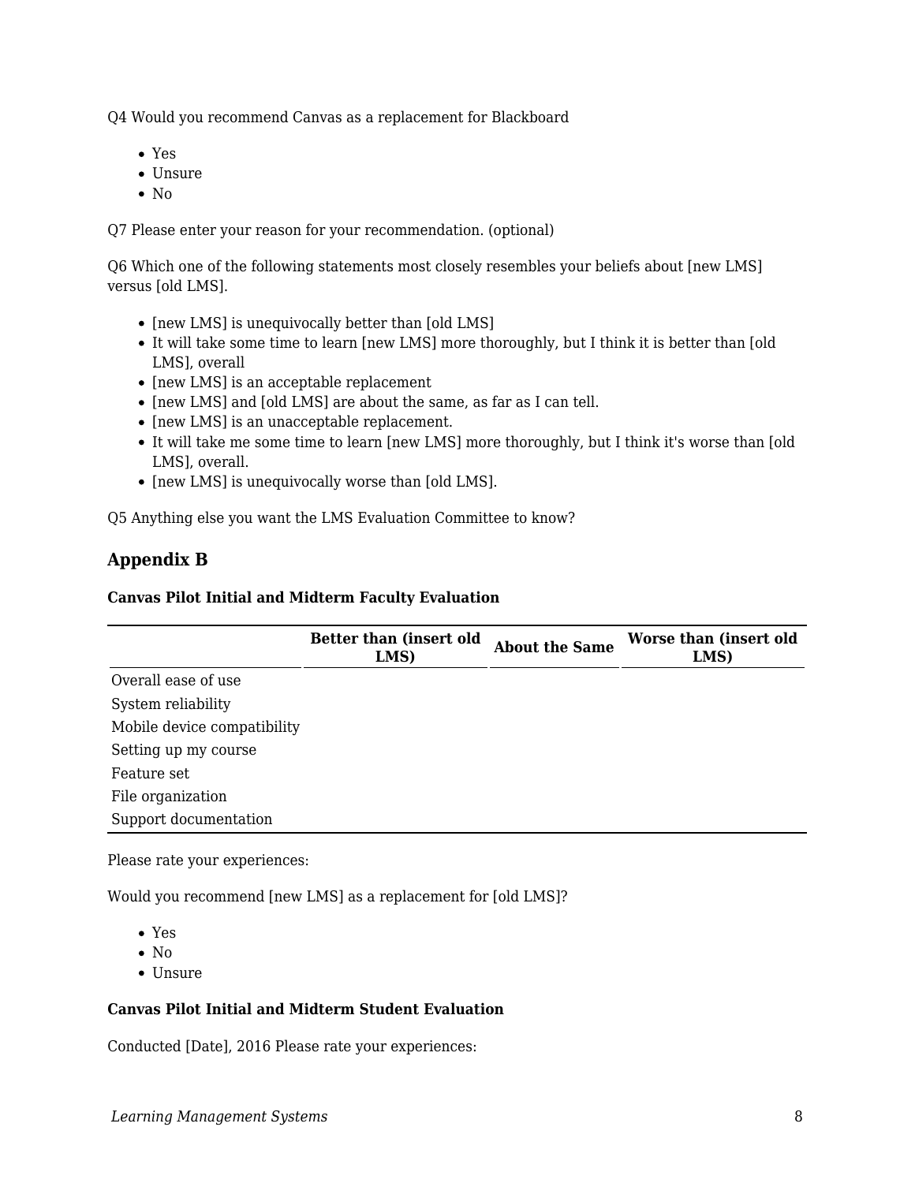Q4 Would you recommend Canvas as a replacement for Blackboard

- Yes
- Unsure
- No

Q7 Please enter your reason for your recommendation. (optional)

Q6 Which one of the following statements most closely resembles your beliefs about [new LMS] versus [old LMS].

- [new LMS] is unequivocally better than [old LMS]
- It will take some time to learn [new LMS] more thoroughly, but I think it is better than [old LMS], overall
- [new LMS] is an acceptable replacement
- [new LMS] and [old LMS] are about the same, as far as I can tell.
- [new LMS] is an unacceptable replacement.
- It will take me some time to learn [new LMS] more thoroughly, but I think it's worse than [old LMS], overall.
- [new LMS] is unequivocally worse than [old LMS].

Q5 Anything else you want the LMS Evaluation Committee to know?

## Appendix B

**Canvas Pilot Initial and Midterm Faculty Evaluation**

| | Better than (insert old LMS) | About the Same | Worse than (insert old LMS) |
|---|---|---|---|
| Overall ease of use | | | |
| System reliability | | | |
| Mobile device compatibility | | | |
| Setting up my course | | | |
| Feature set | | | |
| File organization | | | |
| Support documentation | | | |

Please rate your experiences:

Would you recommend [new LMS] as a replacement for [old LMS]?

- Yes
- No
- Unsure

**Canvas Pilot Initial and Midterm Student Evaluation**

Conducted [Date], 2016 Please rate your experiences: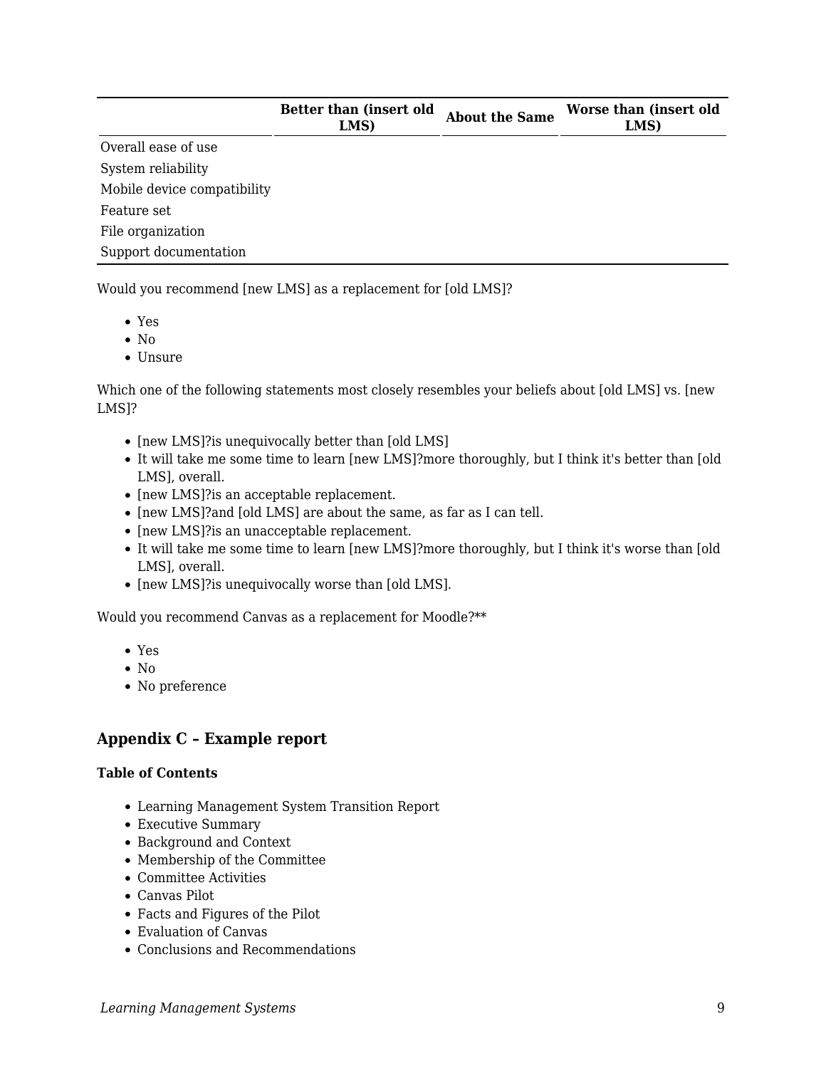| | Better than (insert old LMS) | About the Same | Worse than (insert old LMS) |
|---|---|---|---|
| Overall ease of use | | | |
| System reliability | | | |
| Mobile device compatibility | | | |
| Feature set | | | |
| File organization | | | |
| Support documentation | | | |

Would you recommend [new LMS] as a replacement for [old LMS]?

- Yes
- No
- Unsure

Which one of the following statements most closely resembles your beliefs about [old LMS] vs. [new LMS]?

- [new LMS]?is unequivocally better than [old LMS]
- It will take me some time to learn [new LMS]?more thoroughly, but I think it's better than [old LMS], overall.
- [new LMS]?is an acceptable replacement.
- [new LMS]?and [old LMS] are about the same, as far as I can tell.
- [new LMS]?is an unacceptable replacement.
- It will take me some time to learn [new LMS]?more thoroughly, but I think it's worse than [old LMS], overall.
- [new LMS]?is unequivocally worse than [old LMS].

Would you recommend Canvas as a replacement for Moodle?**

- Yes
- No
- No preference

### Appendix C – Example report

**Table of Contents**

- Learning Management System Transition Report
- Executive Summary
- Background and Context
- Membership of the Committee
- Committee Activities
- Canvas Pilot
- Facts and Figures of the Pilot
- Evaluation of Canvas
- Conclusions and Recommendations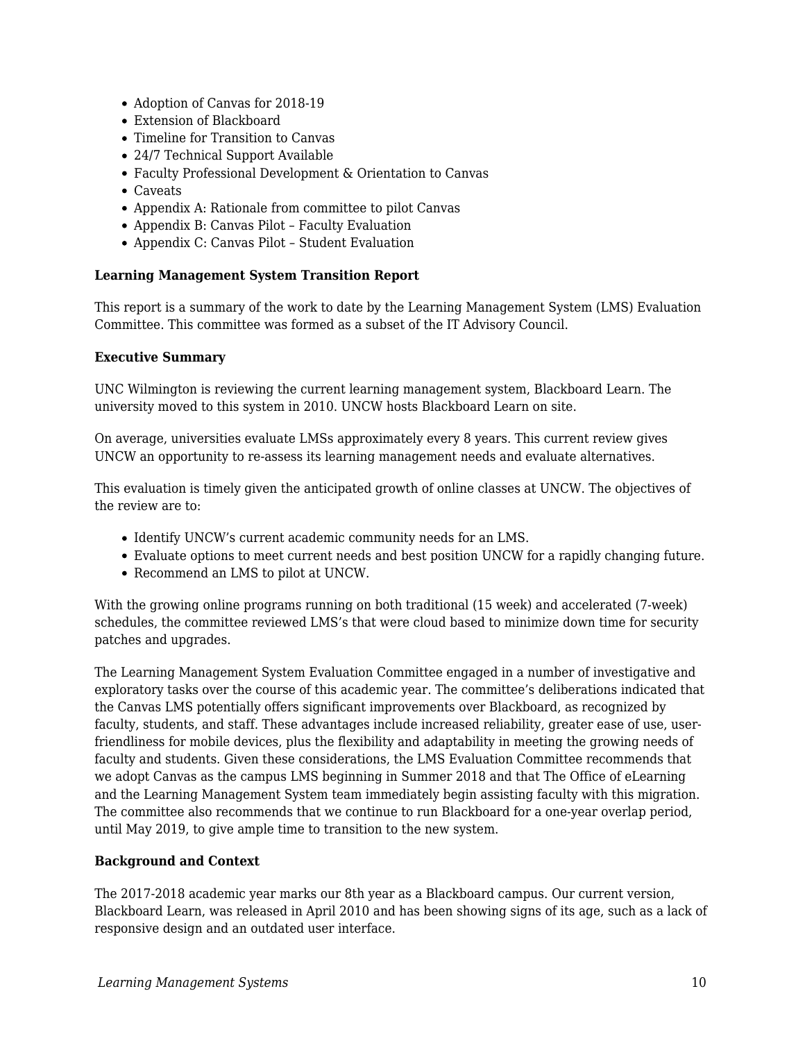- Adoption of Canvas for 2018-19
- Extension of Blackboard
- Timeline for Transition to Canvas
- 24/7 Technical Support Available
- Faculty Professional Development & Orientation to Canvas
- Caveats
- Appendix A: Rationale from committee to pilot Canvas
- Appendix B: Canvas Pilot – Faculty Evaluation
- Appendix C: Canvas Pilot – Student Evaluation

**Learning Management System Transition Report**

This report is a summary of the work to date by the Learning Management System (LMS) Evaluation Committee. This committee was formed as a subset of the IT Advisory Council.

**Executive Summary**

UNC Wilmington is reviewing the current learning management system, Blackboard Learn. The university moved to this system in 2010. UNCW hosts Blackboard Learn on site.

On average, universities evaluate LMSs approximately every 8 years. This current review gives UNCW an opportunity to re-assess its learning management needs and evaluate alternatives.

This evaluation is timely given the anticipated growth of online classes at UNCW. The objectives of the review are to:

- Identify UNCW's current academic community needs for an LMS.
- Evaluate options to meet current needs and best position UNCW for a rapidly changing future.
- Recommend an LMS to pilot at UNCW.

With the growing online programs running on both traditional (15 week) and accelerated (7-week) schedules, the committee reviewed LMS's that were cloud based to minimize down time for security patches and upgrades.

The Learning Management System Evaluation Committee engaged in a number of investigative and exploratory tasks over the course of this academic year. The committee's deliberations indicated that the Canvas LMS potentially offers significant improvements over Blackboard, as recognized by faculty, students, and staff. These advantages include increased reliability, greater ease of use, user-friendliness for mobile devices, plus the flexibility and adaptability in meeting the growing needs of faculty and students. Given these considerations, the LMS Evaluation Committee recommends that we adopt Canvas as the campus LMS beginning in Summer 2018 and that The Office of eLearning and the Learning Management System team immediately begin assisting faculty with this migration. The committee also recommends that we continue to run Blackboard for a one-year overlap period, until May 2019, to give ample time to transition to the new system.

**Background and Context**

The 2017-2018 academic year marks our 8th year as a Blackboard campus. Our current version, Blackboard Learn, was released in April 2010 and has been showing signs of its age, such as a lack of responsive design and an outdated user interface.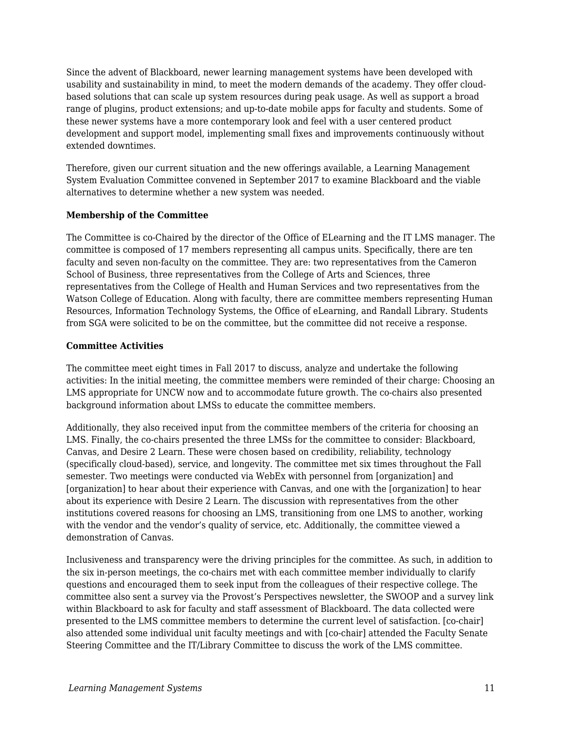Since the advent of Blackboard, newer learning management systems have been developed with usability and sustainability in mind, to meet the modern demands of the academy. They offer cloud-based solutions that can scale up system resources during peak usage. As well as support a broad range of plugins, product extensions; and up-to-date mobile apps for faculty and students. Some of these newer systems have a more contemporary look and feel with a user centered product development and support model, implementing small fixes and improvements continuously without extended downtimes.

Therefore, given our current situation and the new offerings available, a Learning Management System Evaluation Committee convened in September 2017 to examine Blackboard and the viable alternatives to determine whether a new system was needed.

**Membership of the Committee**

The Committee is co-Chaired by the director of the Office of ELearning and the IT LMS manager. The committee is composed of 17 members representing all campus units. Specifically, there are ten faculty and seven non-faculty on the committee. They are: two representatives from the Cameron School of Business, three representatives from the College of Arts and Sciences, three representatives from the College of Health and Human Services and two representatives from the Watson College of Education. Along with faculty, there are committee members representing Human Resources, Information Technology Systems, the Office of eLearning, and Randall Library. Students from SGA were solicited to be on the committee, but the committee did not receive a response.

**Committee Activities**

The committee meet eight times in Fall 2017 to discuss, analyze and undertake the following activities: In the initial meeting, the committee members were reminded of their charge: Choosing an LMS appropriate for UNCW now and to accommodate future growth. The co-chairs also presented background information about LMSs to educate the committee members.

Additionally, they also received input from the committee members of the criteria for choosing an LMS. Finally, the co-chairs presented the three LMSs for the committee to consider: Blackboard, Canvas, and Desire 2 Learn. These were chosen based on credibility, reliability, technology (specifically cloud-based), service, and longevity. The committee met six times throughout the Fall semester. Two meetings were conducted via WebEx with personnel from [organization] and [organization] to hear about their experience with Canvas, and one with the [organization] to hear about its experience with Desire 2 Learn. The discussion with representatives from the other institutions covered reasons for choosing an LMS, transitioning from one LMS to another, working with the vendor and the vendor's quality of service, etc. Additionally, the committee viewed a demonstration of Canvas.

Inclusiveness and transparency were the driving principles for the committee. As such, in addition to the six in-person meetings, the co-chairs met with each committee member individually to clarify questions and encouraged them to seek input from the colleagues of their respective college. The committee also sent a survey via the Provost's Perspectives newsletter, the SWOOP and a survey link within Blackboard to ask for faculty and staff assessment of Blackboard. The data collected were presented to the LMS committee members to determine the current level of satisfaction. [co-chair] also attended some individual unit faculty meetings and with [co-chair] attended the Faculty Senate Steering Committee and the IT/Library Committee to discuss the work of the LMS committee.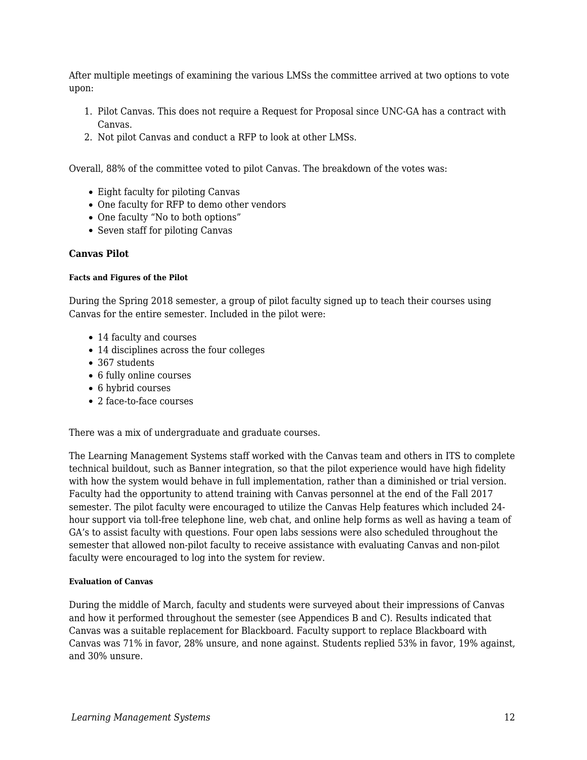After multiple meetings of examining the various LMSs the committee arrived at two options to vote upon:

1. Pilot Canvas. This does not require a Request for Proposal since UNC-GA has a contract with Canvas.
2. Not pilot Canvas and conduct a RFP to look at other LMSs.

Overall, 88% of the committee voted to pilot Canvas. The breakdown of the votes was:

- Eight faculty for piloting Canvas
- One faculty for RFP to demo other vendors
- One faculty "No to both options"
- Seven staff for piloting Canvas

### Canvas Pilot

#### Facts and Figures of the Pilot

During the Spring 2018 semester, a group of pilot faculty signed up to teach their courses using Canvas for the entire semester. Included in the pilot were:

- 14 faculty and courses
- 14 disciplines across the four colleges
- 367 students
- 6 fully online courses
- 6 hybrid courses
- 2 face-to-face courses

There was a mix of undergraduate and graduate courses.

The Learning Management Systems staff worked with the Canvas team and others in ITS to complete technical buildout, such as Banner integration, so that the pilot experience would have high fidelity with how the system would behave in full implementation, rather than a diminished or trial version. Faculty had the opportunity to attend training with Canvas personnel at the end of the Fall 2017 semester. The pilot faculty were encouraged to utilize the Canvas Help features which included 24-hour support via toll-free telephone line, web chat, and online help forms as well as having a team of GA's to assist faculty with questions. Four open labs sessions were also scheduled throughout the semester that allowed non-pilot faculty to receive assistance with evaluating Canvas and non-pilot faculty were encouraged to log into the system for review.

#### Evaluation of Canvas

During the middle of March, faculty and students were surveyed about their impressions of Canvas and how it performed throughout the semester (see Appendices B and C). Results indicated that Canvas was a suitable replacement for Blackboard. Faculty support to replace Blackboard with Canvas was 71% in favor, 28% unsure, and none against. Students replied 53% in favor, 19% against, and 30% unsure.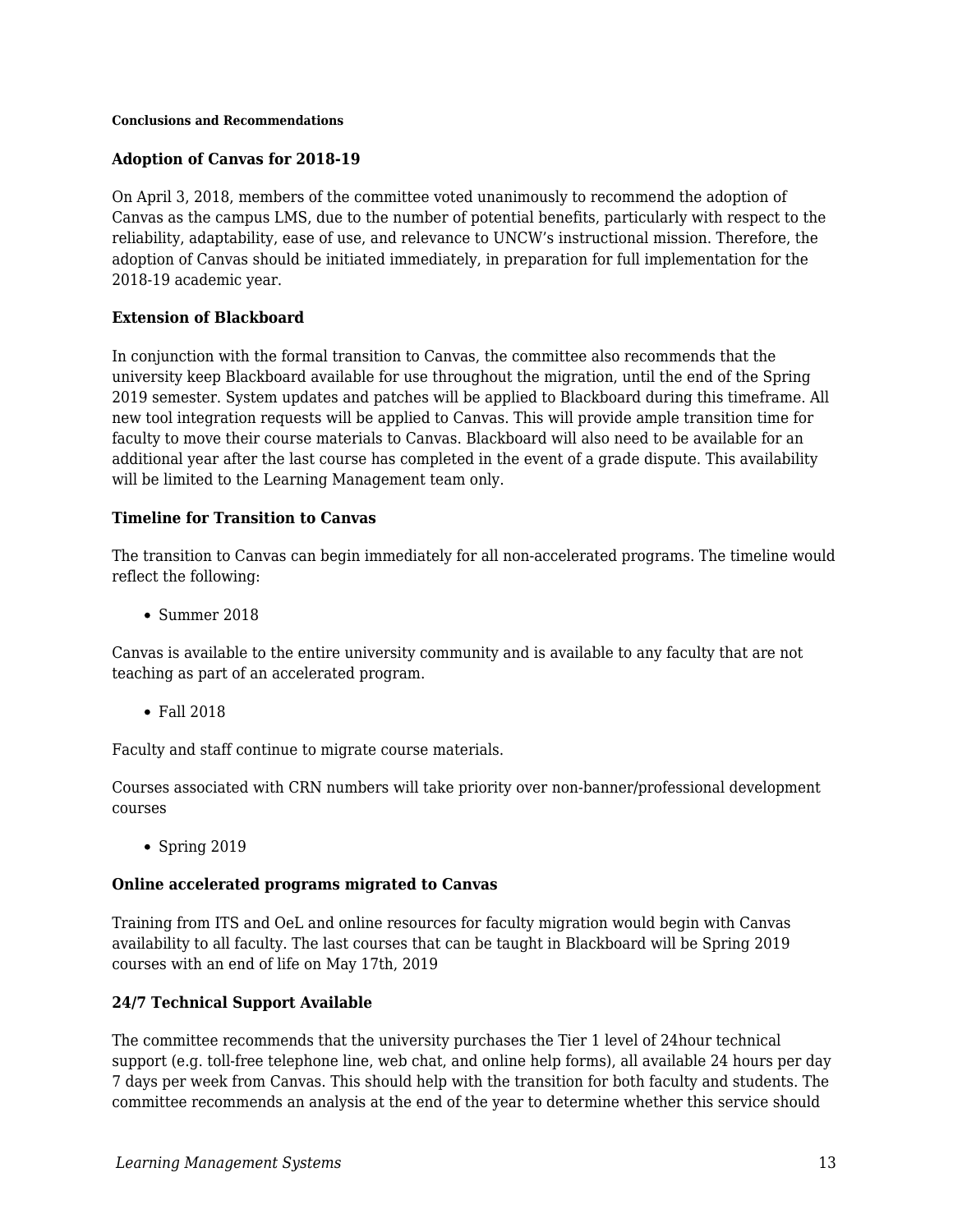##### Conclusions and Recommendations

**Adoption of Canvas for 2018-19**

On April 3, 2018, members of the committee voted unanimously to recommend the adoption of Canvas as the campus LMS, due to the number of potential benefits, particularly with respect to the reliability, adaptability, ease of use, and relevance to UNCW's instructional mission. Therefore, the adoption of Canvas should be initiated immediately, in preparation for full implementation for the 2018-19 academic year.

**Extension of Blackboard**

In conjunction with the formal transition to Canvas, the committee also recommends that the university keep Blackboard available for use throughout the migration, until the end of the Spring 2019 semester. System updates and patches will be applied to Blackboard during this timeframe. All new tool integration requests will be applied to Canvas. This will provide ample transition time for faculty to move their course materials to Canvas. Blackboard will also need to be available for an additional year after the last course has completed in the event of a grade dispute. This availability will be limited to the Learning Management team only.

**Timeline for Transition to Canvas**

The transition to Canvas can begin immediately for all non-accelerated programs. The timeline would reflect the following:

- Summer 2018

Canvas is available to the entire university community and is available to any faculty that are not teaching as part of an accelerated program.

- Fall 2018

Faculty and staff continue to migrate course materials.

Courses associated with CRN numbers will take priority over non-banner/professional development courses

- Spring 2019

**Online accelerated programs migrated to Canvas**

Training from ITS and OeL and online resources for faculty migration would begin with Canvas availability to all faculty. The last courses that can be taught in Blackboard will be Spring 2019 courses with an end of life on May 17th, 2019

**24/7 Technical Support Available**

The committee recommends that the university purchases the Tier 1 level of 24hour technical support (e.g. toll-free telephone line, web chat, and online help forms), all available 24 hours per day 7 days per week from Canvas. This should help with the transition for both faculty and students. The committee recommends an analysis at the end of the year to determine whether this service should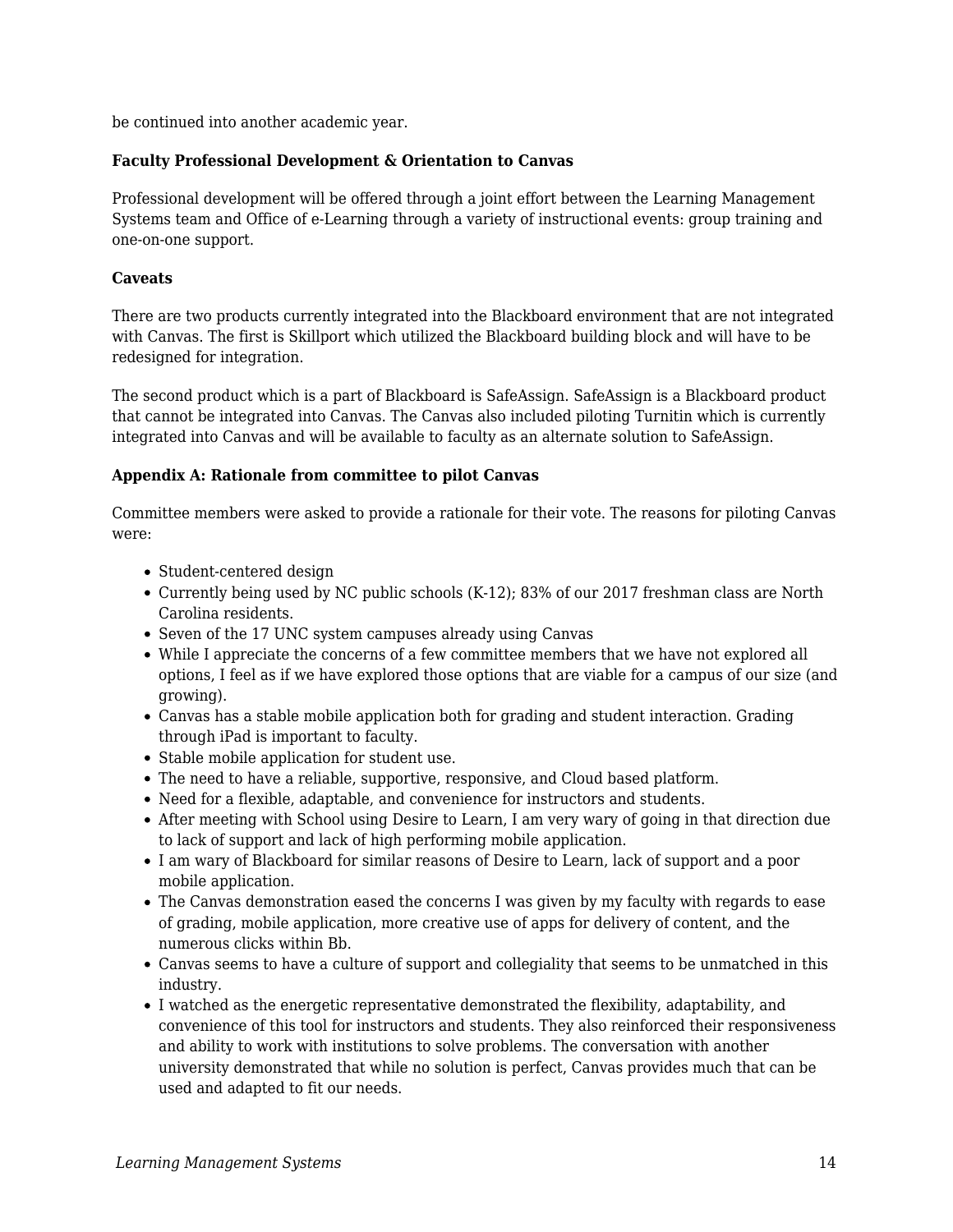be continued into another academic year.

**Faculty Professional Development & Orientation to Canvas**

Professional development will be offered through a joint effort between the Learning Management Systems team and Office of e-Learning through a variety of instructional events: group training and one-on-one support.

**Caveats**

There are two products currently integrated into the Blackboard environment that are not integrated with Canvas. The first is Skillport which utilized the Blackboard building block and will have to be redesigned for integration.

The second product which is a part of Blackboard is SafeAssign. SafeAssign is a Blackboard product that cannot be integrated into Canvas. The Canvas also included piloting Turnitin which is currently integrated into Canvas and will be available to faculty as an alternate solution to SafeAssign.

**Appendix A: Rationale from committee to pilot Canvas**

Committee members were asked to provide a rationale for their vote. The reasons for piloting Canvas were:

- Student-centered design
- Currently being used by NC public schools (K-12); 83% of our 2017 freshman class are North Carolina residents.
- Seven of the 17 UNC system campuses already using Canvas
- While I appreciate the concerns of a few committee members that we have not explored all options, I feel as if we have explored those options that are viable for a campus of our size (and growing).
- Canvas has a stable mobile application both for grading and student interaction. Grading through iPad is important to faculty.
- Stable mobile application for student use.
- The need to have a reliable, supportive, responsive, and Cloud based platform.
- Need for a flexible, adaptable, and convenience for instructors and students.
- After meeting with School using Desire to Learn, I am very wary of going in that direction due to lack of support and lack of high performing mobile application.
- I am wary of Blackboard for similar reasons of Desire to Learn, lack of support and a poor mobile application.
- The Canvas demonstration eased the concerns I was given by my faculty with regards to ease of grading, mobile application, more creative use of apps for delivery of content, and the numerous clicks within Bb.
- Canvas seems to have a culture of support and collegiality that seems to be unmatched in this industry.
- I watched as the energetic representative demonstrated the flexibility, adaptability, and convenience of this tool for instructors and students. They also reinforced their responsiveness and ability to work with institutions to solve problems. The conversation with another university demonstrated that while no solution is perfect, Canvas provides much that can be used and adapted to fit our needs.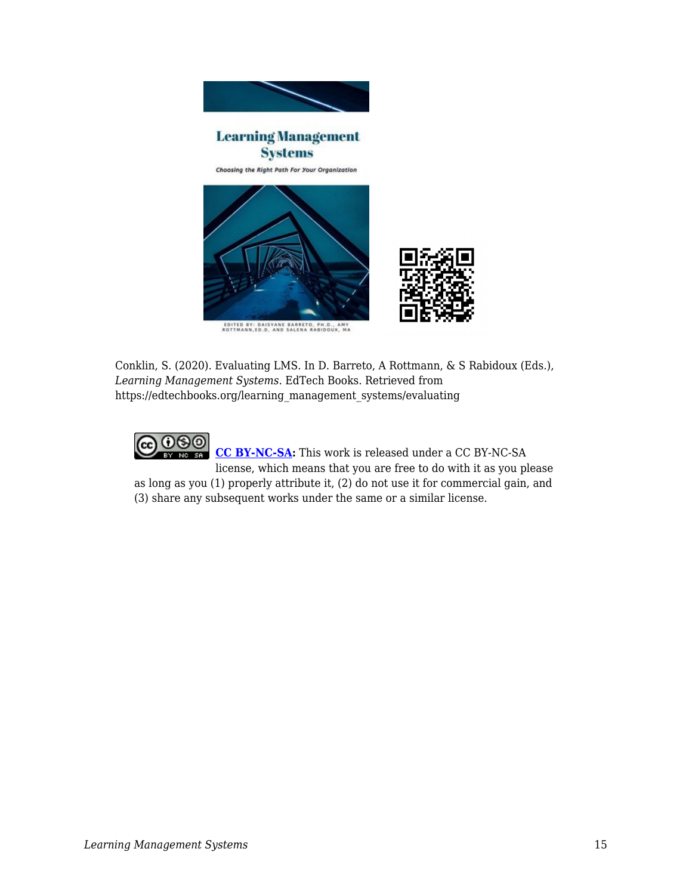Conklin, S. (2020). Evaluating LMS. In D. Barreto, A Rottmann, & S Rabidoux (Eds.), *Learning Management Systems*. EdTech Books. Retrieved from https://edtechbooks.org/learning_management_systems/evaluating

**CC BY-NC-SA:** This work is released under a CC BY-NC-SA license, which means that you are free to do with it as you please as long as you (1) properly attribute it, (2) do not use it for commercial gain, and (3) share any subsequent works under the same or a similar license.